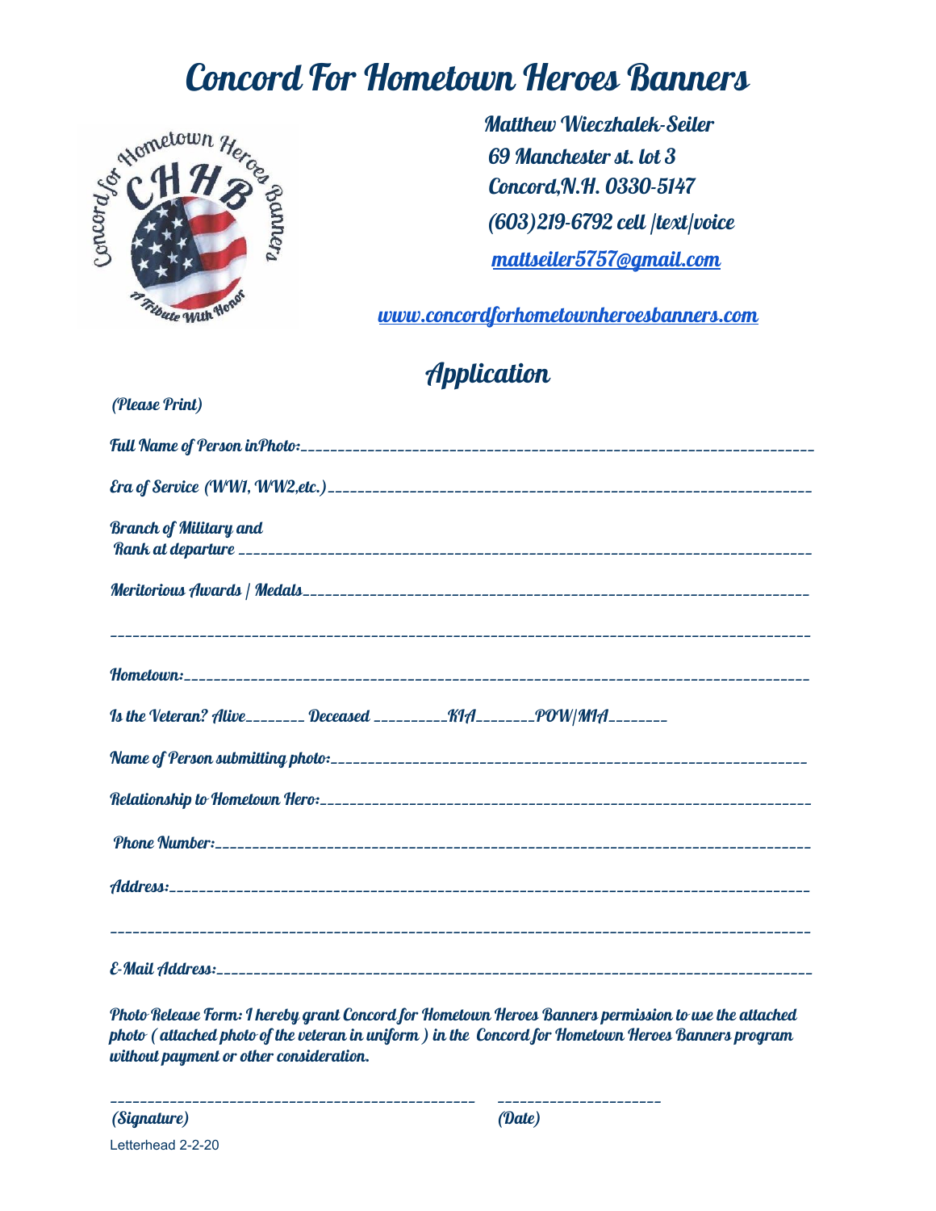# Concord For Hometown Heroes Banners

Matthew Wieczhalek-Seiler
69 Manchester st. lot 3
Concord,N.H. 0330-5147
(603)219-6792 cell |text|voice
mattseiler5757@gmail.com

www.concordforhometownheroesbanners.com

## Application

(Please Print)

Full Name of Person inPhoto:___________________________________________________________________

Era of Service (WW1, WW2,etc.)_______________________________________________________________

Branch of Military and
Rank at departure _____________________________________________________________________

Meritorious Awards | Medals_________________________________________________________________

___________________________________________________________________________________________

Hometown:________________________________________________________________________________

Is the Veteran? Alive________ Deceased __________KIA________POW/MIA________

Name of Person submitting photo:______________________________________________________________

Relationship to Hometown Hero:_______________________________________________________________

Phone Number:____________________________________________________________________________

Address:_________________________________________________________________________________

___________________________________________________________________________________________

E-Mail Address:____________________________________________________________________________

Photo Release Form: I hereby grant Concord for Hometown Heroes Banners permission to use the attached photo ( attached photo of the veteran in uniform ) in the Concord for Hometown Heroes Banners program without payment or other consideration.

_______________________________________________ _____________________

(Signature) (Date)

Letterhead 2-2-20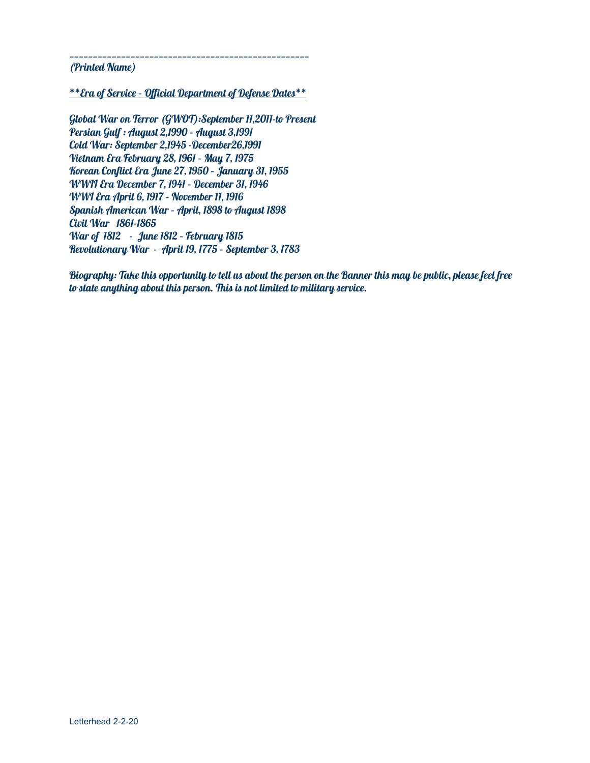_________________________________________________

(Printed Name)

**Era of Service - Official Department of Defense Dates**

Global War on Terror (GWOT):September 11,2011-to Present
Persian Gulf : August 2,1990 - August 3,1991
Cold War: September 2,1945 -December26,1991
Vietnam Era February 28, 1961 - May 7, 1975
Korean Conflict Era June 27, 1950 - January 31, 1955
WWII Era December 7, 1941 - December 31, 1946
WWI Era April 6, 1917 - November 11, 1916
Spanish American War - April, 1898 to August 1898
Civil War 1861-1865
War of 1812 - June 1812 - February 1815
Revolutionary War - April 19, 1775 - September 3, 1783

**Biography: Take this opportunity to tell us about the person on the Banner this may be public, please feel free to state anything about this person. This is not limited to military service.**

Letterhead 2-2-20